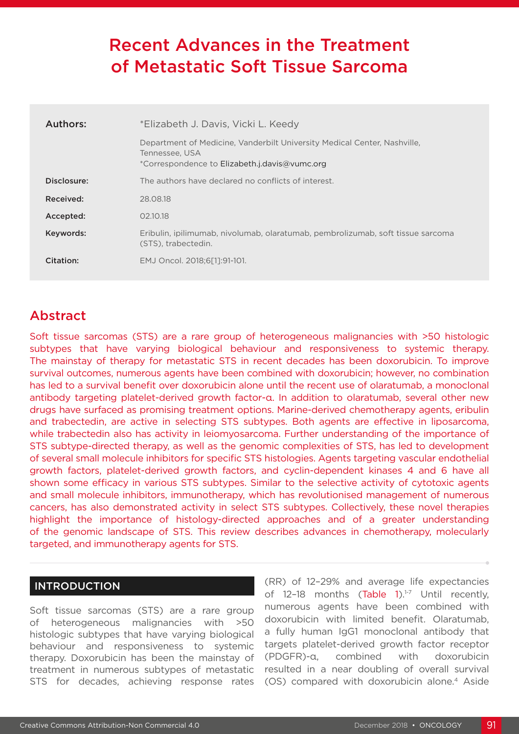# Recent Advances in the Treatment of Metastatic Soft Tissue Sarcoma

| | |
|---|---|
| **Authors:** | *Elizabeth J. Davis, Vicki L. Keedy |
| | Department of Medicine, Vanderbilt University Medical Center, Nashville, Tennessee, USA<br>*Correspondence to Elizabeth.j.davis@vumc.org |
| **Disclosure:** | The authors have declared no conflicts of interest. |
| **Received:** | 28.08.18 |
| **Accepted:** | 02.10.18 |
| **Keywords:** | Eribulin, ipilimumab, nivolumab, olaratumab, pembrolizumab, soft tissue sarcoma (STS), trabectedin. |
| **Citation:** | EMJ Oncol. 2018;6[1]:91-101. |

## Abstract

Soft tissue sarcomas (STS) are a rare group of heterogeneous malignancies with >50 histologic subtypes that have varying biological behaviour and responsiveness to systemic therapy. The mainstay of therapy for metastatic STS in recent decades has been doxorubicin. To improve survival outcomes, numerous agents have been combined with doxorubicin; however, no combination has led to a survival benefit over doxorubicin alone until the recent use of olaratumab, a monoclonal antibody targeting platelet-derived growth factor-α. In addition to olaratumab, several other new drugs have surfaced as promising treatment options. Marine-derived chemotherapy agents, eribulin and trabectedin, are active in selecting STS subtypes. Both agents are effective in liposarcoma, while trabectedin also has activity in leiomyosarcoma. Further understanding of the importance of STS subtype-directed therapy, as well as the genomic complexities of STS, has led to development of several small molecule inhibitors for specific STS histologies. Agents targeting vascular endothelial growth factors, platelet-derived growth factors, and cyclin-dependent kinases 4 and 6 have all shown some efficacy in various STS subtypes. Similar to the selective activity of cytotoxic agents and small molecule inhibitors, immunotherapy, which has revolutionised management of numerous cancers, has also demonstrated activity in select STS subtypes. Collectively, these novel therapies highlight the importance of histology-directed approaches and of a greater understanding of the genomic landscape of STS. This review describes advances in chemotherapy, molecularly targeted, and immunotherapy agents for STS.

## INTRODUCTION

Soft tissue sarcomas (STS) are a rare group of heterogeneous malignancies with >50 histologic subtypes that have varying biological behaviour and responsiveness to systemic therapy. Doxorubicin has been the mainstay of treatment in numerous subtypes of metastatic STS for decades, achieving response rates (RR) of 12–29% and average life expectancies of 12–18 months (Table 1).[1-7] Until recently, numerous agents have been combined with doxorubicin with limited benefit. Olaratumab, a fully human IgG1 monoclonal antibody that targets platelet-derived growth factor receptor (PDGFR)-α, combined with doxorubicin resulted in a near doubling of overall survival (OS) compared with doxorubicin alone.[4] Aside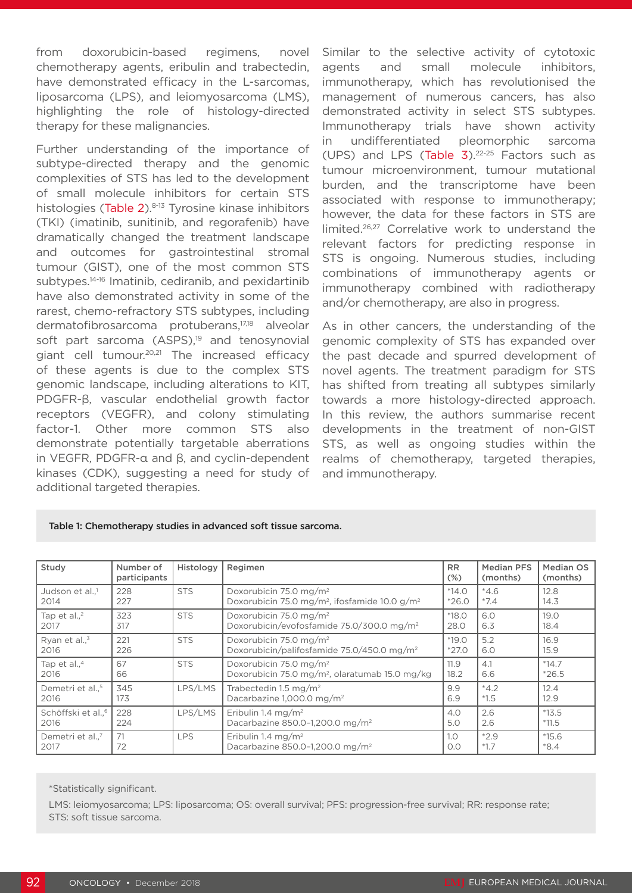from doxorubicin-based regimens, novel chemotherapy agents, eribulin and trabectedin, have demonstrated efficacy in the L-sarcomas, liposarcoma (LPS), and leiomyosarcoma (LMS), highlighting the role of histology-directed therapy for these malignancies.

Further understanding of the importance of subtype-directed therapy and the genomic complexities of STS has led to the development of small molecule inhibitors for certain STS histologies (Table 2).[8-13] Tyrosine kinase inhibitors (TKI) (imatinib, sunitinib, and regorafenib) have dramatically changed the treatment landscape and outcomes for gastrointestinal stromal tumour (GIST), one of the most common STS subtypes.[14-16] Imatinib, cediranib, and pexidartinib have also demonstrated activity in some of the rarest, chemo-refractory STS subtypes, including dermatofibrosarcoma protuberans,[17,18] alveolar soft part sarcoma (ASPS),[19] and tenosynovial giant cell tumour.[20,21] The increased efficacy of these agents is due to the complex STS genomic landscape, including alterations to KIT, PDGFR-β, vascular endothelial growth factor receptors (VEGFR), and colony stimulating factor-1. Other more common STS also demonstrate potentially targetable aberrations in VEGFR, PDGFR-α and β, and cyclin-dependent kinases (CDK), suggesting a need for study of additional targeted therapies.

Similar to the selective activity of cytotoxic agents and small molecule inhibitors, immunotherapy, which has revolutionised the management of numerous cancers, has also demonstrated activity in select STS subtypes. Immunotherapy trials have shown activity in undifferentiated pleomorphic sarcoma (UPS) and LPS (Table 3).[22-25] Factors such as tumour microenvironment, tumour mutational burden, and the transcriptome have been associated with response to immunotherapy; however, the data for these factors in STS are limited.[26,27] Correlative work to understand the relevant factors for predicting response in STS is ongoing. Numerous studies, including combinations of immunotherapy agents or immunotherapy combined with radiotherapy and/or chemotherapy, are also in progress.

As in other cancers, the understanding of the genomic complexity of STS has expanded over the past decade and spurred development of novel agents. The treatment paradigm for STS has shifted from treating all subtypes similarly towards a more histology-directed approach. In this review, the authors summarise recent developments in the treatment of non-GIST STS, as well as ongoing studies within the realms of chemotherapy, targeted therapies, and immunotherapy.

**Table 1: Chemotherapy studies in advanced soft tissue sarcoma.**

| Study | Number of participants | Histology | Regimen | RR (%) | Median PFS (months) | Median OS (months) |
|---|---|---|---|---|---|---|
| Judson et al.,[1] 2014 | 228<br>227 | STS | Doxorubicin 75.0 mg/m²<br>Doxorubicin 75.0 mg/m², ifosfamide 10.0 g/m² | *14.0<br>*26.0 | *4.6<br>*7.4 | 12.8<br>14.3 |
| Tap et al.,[2] 2017 | 323<br>317 | STS | Doxorubicin 75.0 mg/m²<br>Doxorubicin/evofosfamide 75.0/300.0 mg/m² | *18.0<br>28.0 | 6.0<br>6.3 | 19.0<br>18.4 |
| Ryan et al.,[3] 2016 | 221<br>226 | STS | Doxorubicin 75.0 mg/m²<br>Doxorubicin/palifosfamide 75.0/450.0 mg/m² | *19.0<br>*27.0 | 5.2<br>6.0 | 16.9<br>15.9 |
| Tap et al.,[4] 2016 | 67<br>66 | STS | Doxorubicin 75.0 mg/m²<br>Doxorubicin 75.0 mg/m², olaratumab 15.0 mg/kg | 11.9<br>18.2 | 4.1<br>6.6 | *14.7<br>*26.5 |
| Demetri et al.,[5] 2016 | 345<br>173 | LPS/LMS | Trabectedin 1.5 mg/m²<br>Dacarbazine 1,000.0 mg/m² | 9.9<br>6.9 | *4.2<br>*1.5 | 12.4<br>12.9 |
| Schöffski et al.,[6] 2016 | 228<br>224 | LPS/LMS | Eribulin 1.4 mg/m²<br>Dacarbazine 850.0–1,200.0 mg/m² | 4.0<br>5.0 | 2.6<br>2.6 | *13.5<br>*11.5 |
| Demetri et al.,[7] 2017 | 71<br>72 | LPS | Eribulin 1.4 mg/m²<br>Dacarbazine 850.0–1,200.0 mg/m² | 1.0<br>0.0 | *2.9<br>*1.7 | *15.6<br>*8.4 |

*Statistically significant.

LMS: leiomyosarcoma; LPS: liposarcoma; OS: overall survival; PFS: progression-free survival; RR: response rate; STS: soft tissue sarcoma.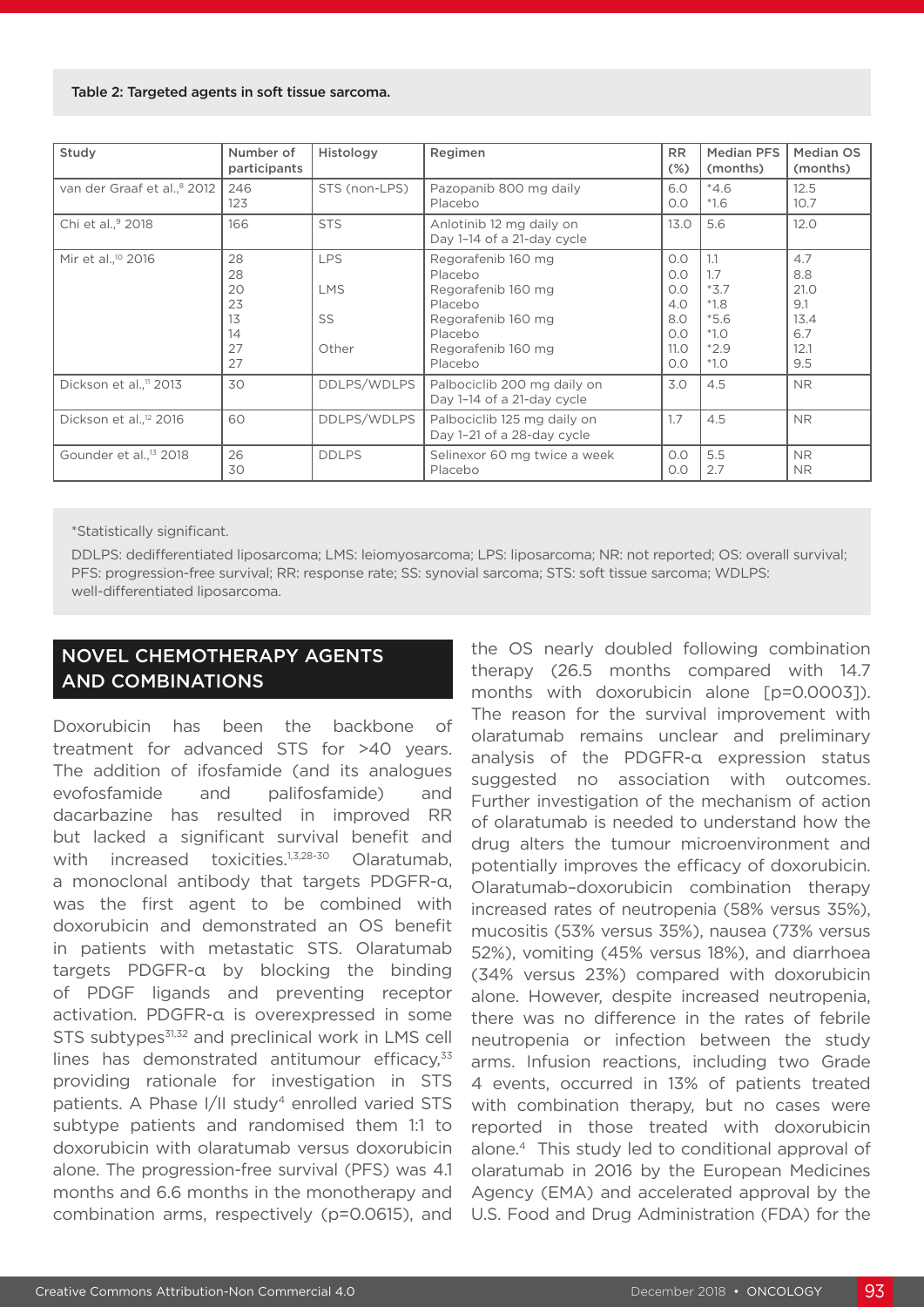Table 2: Targeted agents in soft tissue sarcoma.

| Study | Number of participants | Histology | Regimen | RR (%) | Median PFS (months) | Median OS (months) |
|---|---|---|---|---|---|---|
| van der Graaf et al.,[8] 2012 | 246<br>123 | STS (non-LPS) | Pazopanib 800 mg daily<br>Placebo | 6.0<br>0.0 | *4.6<br>*1.6 | 12.5<br>10.7 |
| Chi et al.,[9] 2018 | 166 | STS | Anlotinib 12 mg daily on Day 1–14 of a 21-day cycle | 13.0 | 5.6 | 12.0 |
| Mir et al.,[10] 2016 | 28<br>28<br>20<br>23<br>13<br>14<br>27<br>27 | LPS<br><br>LMS<br><br>SS<br><br>Other | Regorafenib 160 mg<br>Placebo<br>Regorafenib 160 mg<br>Placebo<br>Regorafenib 160 mg<br>Placebo<br>Regorafenib 160 mg<br>Placebo | 0.0<br>0.0<br>0.0<br>4.0<br>8.0<br>0.0<br>11.0<br>0.0 | 1.1<br>1.7<br>*3.7<br>*1.8<br>*5.6<br>*1.0<br>*2.9<br>*1.0 | 4.7<br>8.8<br>21.0<br>9.1<br>13.4<br>6.7<br>12.1<br>9.5 |
| Dickson et al.,[11] 2013 | 30 | DDLPS/WDLPS | Palbociclib 200 mg daily on Day 1–14 of a 21-day cycle | 3.0 | 4.5 | NR |
| Dickson et al.,[12] 2016 | 60 | DDLPS/WDLPS | Palbociclib 125 mg daily on Day 1–21 of a 28-day cycle | 1.7 | 4.5 | NR |
| Gounder et al.,[13] 2018 | 26<br>30 | DDLPS | Selinexor 60 mg twice a week<br>Placebo | 0.0<br>0.0 | 5.5<br>2.7 | NR<br>NR |

*Statistically significant.

DDLPS: dedifferentiated liposarcoma; LMS: leiomyosarcoma; LPS: liposarcoma; NR: not reported; OS: overall survival; PFS: progression-free survival; RR: response rate; SS: synovial sarcoma; STS: soft tissue sarcoma; WDLPS: well-differentiated liposarcoma.

## NOVEL CHEMOTHERAPY AGENTS AND COMBINATIONS

Doxorubicin has been the backbone of treatment for advanced STS for >40 years. The addition of ifosfamide (and its analogues evofosfamide and palifosfamide) and dacarbazine has resulted in improved RR but lacked a significant survival benefit and with increased toxicities.[1,3,28-30] Olaratumab, a monoclonal antibody that targets PDGFR-α, was the first agent to be combined with doxorubicin and demonstrated an OS benefit in patients with metastatic STS. Olaratumab targets PDGFR-α by blocking the binding of PDGF ligands and preventing receptor activation. PDGFR-α is overexpressed in some STS subtypes[31,32] and preclinical work in LMS cell lines has demonstrated antitumour efficacy,[33] providing rationale for investigation in STS patients. A Phase I/II study[4] enrolled varied STS subtype patients and randomised them 1:1 to doxorubicin with olaratumab versus doxorubicin alone. The progression-free survival (PFS) was 4.1 months and 6.6 months in the monotherapy and combination arms, respectively ($p=0.0615$), and the OS nearly doubled following combination therapy (26.5 months compared with 14.7 months with doxorubicin alone [$p=0.0003$]). The reason for the survival improvement with olaratumab remains unclear and preliminary analysis of the PDGFR-α expression status suggested no association with outcomes. Further investigation of the mechanism of action of olaratumab is needed to understand how the drug alters the tumour microenvironment and potentially improves the efficacy of doxorubicin. Olaratumab–doxorubicin combination therapy increased rates of neutropenia (58% versus 35%), mucositis (53% versus 35%), nausea (73% versus 52%), vomiting (45% versus 18%), and diarrhoea (34% versus 23%) compared with doxorubicin alone. However, despite increased neutropenia, there was no difference in the rates of febrile neutropenia or infection between the study arms. Infusion reactions, including two Grade 4 events, occurred in 13% of patients treated with combination therapy, but no cases were reported in those treated with doxorubicin alone.[4] This study led to conditional approval of olaratumab in 2016 by the European Medicines Agency (EMA) and accelerated approval by the U.S. Food and Drug Administration (FDA) for the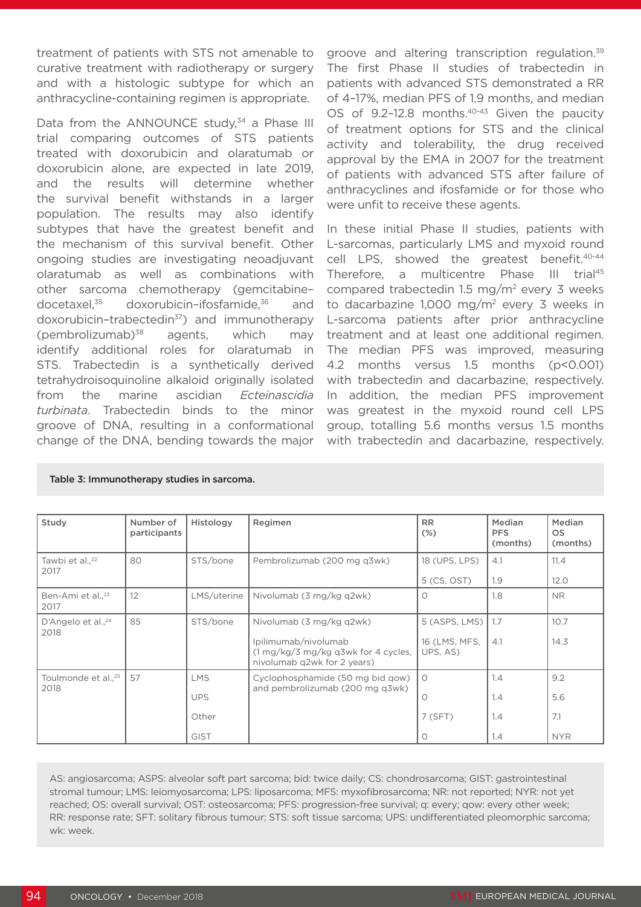treatment of patients with STS not amenable to curative treatment with radiotherapy or surgery and with a histologic subtype for which an anthracycline-containing regimen is appropriate.

Data from the ANNOUNCE study,[34] a Phase III trial comparing outcomes of STS patients treated with doxorubicin and olaratumab or doxorubicin alone, are expected in late 2019, and the results will determine whether the survival benefit withstands in a larger population. The results may also identify subtypes that have the greatest benefit and the mechanism of this survival benefit. Other ongoing studies are investigating neoadjuvant olaratumab as well as combinations with other sarcoma chemotherapy (gemcitabine–docetaxel,[35] doxorubicin–ifosfamide,[36] and doxorubicin–trabectedin[37]) and immunotherapy (pembrolizumab)[38] agents, which may identify additional roles for olaratumab in STS. Trabectedin is a synthetically derived tetrahydroisoquinoline alkaloid originally isolated from the marine ascidian *Ecteinascidia turbinata*. Trabectedin binds to the minor groove of DNA, resulting in a conformational change of the DNA, bending towards the major groove and altering transcription regulation.[39] The first Phase II studies of trabectedin in patients with advanced STS demonstrated a RR of 4–17%, median PFS of 1.9 months, and median OS of 9.2–12.8 months.[40-43] Given the paucity of treatment options for STS and the clinical activity and tolerability, the drug received approval by the EMA in 2007 for the treatment of patients with advanced STS after failure of anthracyclines and ifosfamide or for those who were unfit to receive these agents.

In these initial Phase II studies, patients with L-sarcomas, particularly LMS and myxoid round cell LPS, showed the greatest benefit.[40-44] Therefore, a multicentre Phase III trial[45] compared trabectedin 1.5 mg/m² every 3 weeks to dacarbazine 1,000 mg/m² every 3 weeks in L-sarcoma patients after prior anthracycline treatment and at least one additional regimen. The median PFS was improved, measuring 4.2 months versus 1.5 months ($p<0.001$) with trabectedin and dacarbazine, respectively. In addition, the median PFS improvement was greatest in the myxoid round cell LPS group, totalling 5.6 months versus 1.5 months with trabectedin and dacarbazine, respectively.

Table 3: Immunotherapy studies in sarcoma.

| Study | Number of participants | Histology | Regimen | RR (%) | Median PFS (months) | Median OS (months) |
|---|---|---|---|---|---|---|
| Tawbi et al.,[22] 2017 | 80 | STS/bone | Pembrolizumab (200 mg q3wk) | 18 (UPS, LPS) | 4.1 | 11.4 |
| | | | | 5 (CS, OST) | 1.9 | 12.0 |
| Ben-Ami et al.,[23] 2017 | 12 | LMS/uterine | Nivolumab (3 mg/kg q2wk) | 0 | 1.8 | NR |
| D'Angelo et al.,[24] 2018 | 85 | STS/bone | Nivolumab (3 mg/kg q2wk) | 5 (ASPS, LMS) | 1.7 | 10.7 |
| | | | Ipilimumab/nivolumab (1 mg/kg/3 mg/kg q3wk for 4 cycles, nivolumab q2wk for 2 years) | 16 (LMS, MFS, UPS, AS) | 4.1 | 14.3 |
| Toulmonde et al.,[25] 2018 | 57 | LMS | Cyclophosphamide (50 mg bid qow) and pembrolizumab (200 mg q3wk) | 0 | 1.4 | 9.2 |
| | | UPS | | 0 | 1.4 | 5.6 |
| | | Other | | 7 (SFT) | 1.4 | 7.1 |
| | | GIST | | 0 | 1.4 | NYR |

AS: angiosarcoma; ASPS: alveolar soft part sarcoma; bid: twice daily; CS: chondrosarcoma; GIST: gastrointestinal stromal tumour; LMS: leiomyosarcoma; LPS: liposarcoma; MFS: myxofibrosarcoma; NR: not reported; NYR: not yet reached; OS: overall survival; OST: osteosarcoma; PFS: progression-free survival; q: every; qow: every other week; RR: response rate; SFT: solitary fibrous tumour; STS: soft tissue sarcoma; UPS: undifferentiated pleomorphic sarcoma; wk: week.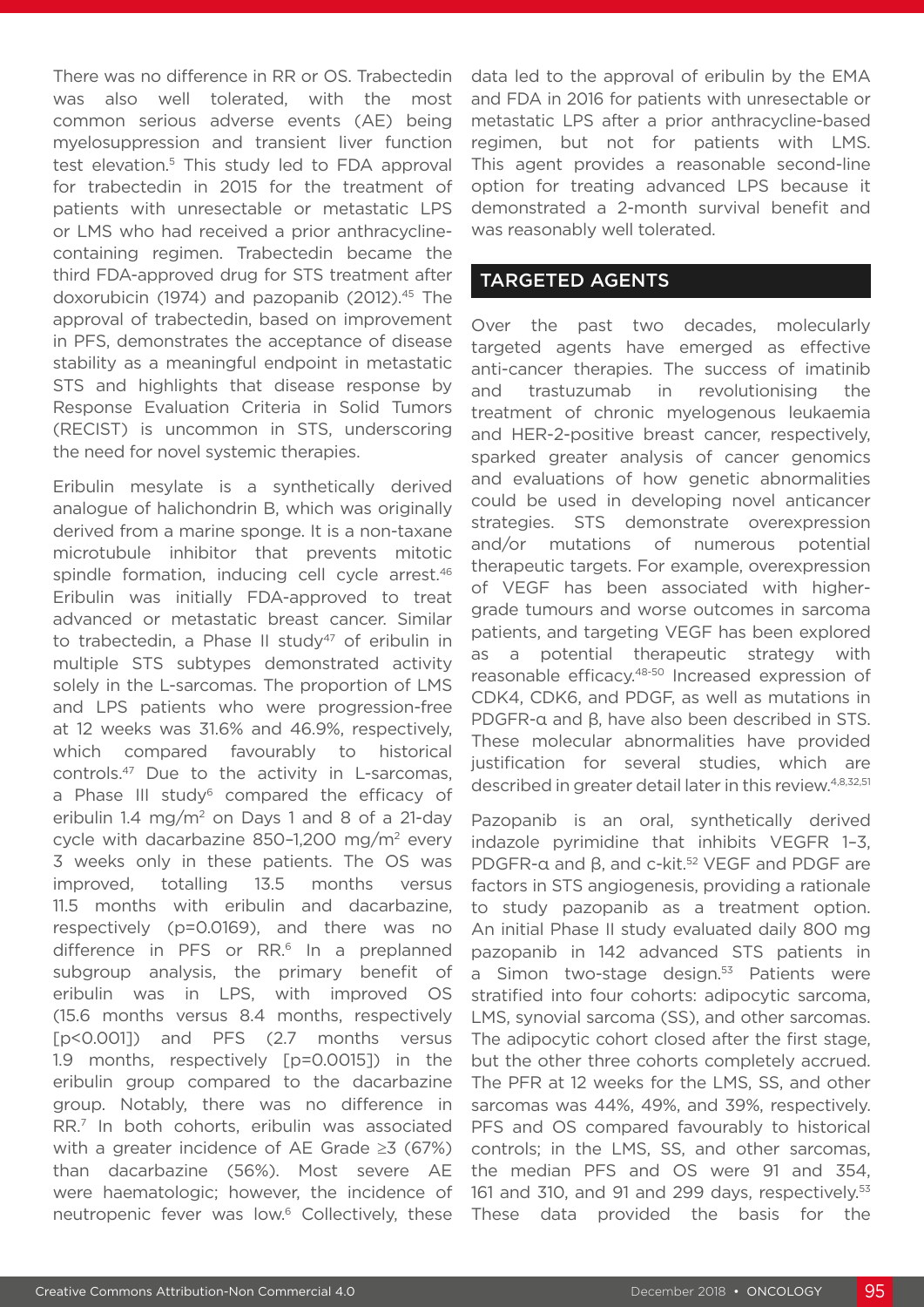There was no difference in RR or OS. Trabectedin was also well tolerated, with the most common serious adverse events (AE) being myelosuppression and transient liver function test elevation.[5] This study led to FDA approval for trabectedin in 2015 for the treatment of patients with unresectable or metastatic LPS or LMS who had received a prior anthracycline-containing regimen. Trabectedin became the third FDA-approved drug for STS treatment after doxorubicin (1974) and pazopanib (2012).[45] The approval of trabectedin, based on improvement in PFS, demonstrates the acceptance of disease stability as a meaningful endpoint in metastatic STS and highlights that disease response by Response Evaluation Criteria in Solid Tumors (RECIST) is uncommon in STS, underscoring the need for novel systemic therapies.

Eribulin mesylate is a synthetically derived analogue of halichondrin B, which was originally derived from a marine sponge. It is a non-taxane microtubule inhibitor that prevents mitotic spindle formation, inducing cell cycle arrest.[46] Eribulin was initially FDA-approved to treat advanced or metastatic breast cancer. Similar to trabectedin, a Phase II study[47] of eribulin in multiple STS subtypes demonstrated activity solely in the L-sarcomas. The proportion of LMS and LPS patients who were progression-free at 12 weeks was 31.6% and 46.9%, respectively, which compared favourably to historical controls.[47] Due to the activity in L-sarcomas, a Phase III study[6] compared the efficacy of eribulin 1.4 mg/m$^2$ on Days 1 and 8 of a 21-day cycle with dacarbazine 850–1,200 mg/m$^2$ every 3 weeks only in these patients. The OS was improved, totalling 13.5 months versus 11.5 months with eribulin and dacarbazine, respectively (p=0.0169), and there was no difference in PFS or RR.[6] In a preplanned subgroup analysis, the primary benefit of eribulin was in LPS, with improved OS (15.6 months versus 8.4 months, respectively [p<0.001]) and PFS (2.7 months versus 1.9 months, respectively [p=0.0015]) in the eribulin group compared to the dacarbazine group. Notably, there was no difference in RR.[7] In both cohorts, eribulin was associated with a greater incidence of AE Grade ≥3 (67%) than dacarbazine (56%). Most severe AE were haematologic; however, the incidence of neutropenic fever was low.[6] Collectively, these data led to the approval of eribulin by the EMA and FDA in 2016 for patients with unresectable or metastatic LPS after a prior anthracycline-based regimen, but not for patients with LMS. This agent provides a reasonable second-line option for treating advanced LPS because it demonstrated a 2-month survival benefit and was reasonably well tolerated.

## TARGETED AGENTS

Over the past two decades, molecularly targeted agents have emerged as effective anti-cancer therapies. The success of imatinib and trastuzumab in revolutionising the treatment of chronic myelogenous leukaemia and HER-2-positive breast cancer, respectively, sparked greater analysis of cancer genomics and evaluations of how genetic abnormalities could be used in developing novel anticancer strategies. STS demonstrate overexpression and/or mutations of numerous potential therapeutic targets. For example, overexpression of VEGF has been associated with higher-grade tumours and worse outcomes in sarcoma patients, and targeting VEGF has been explored as a potential therapeutic strategy with reasonable efficacy.[48-50] Increased expression of CDK4, CDK6, and PDGF, as well as mutations in PDGFR-α and β, have also been described in STS. These molecular abnormalities have provided justification for several studies, which are described in greater detail later in this review.[4,8,32,51]

Pazopanib is an oral, synthetically derived indazole pyrimidine that inhibits VEGFR 1–3, PDGFR-α and β, and c-kit.[52] VEGF and PDGF are factors in STS angiogenesis, providing a rationale to study pazopanib as a treatment option. An initial Phase II study evaluated daily 800 mg pazopanib in 142 advanced STS patients in a Simon two-stage design.[53] Patients were stratified into four cohorts: adipocytic sarcoma, LMS, synovial sarcoma (SS), and other sarcomas. The adipocytic cohort closed after the first stage, but the other three cohorts completely accrued. The PFR at 12 weeks for the LMS, SS, and other sarcomas was 44%, 49%, and 39%, respectively. PFS and OS compared favourably to historical controls; in the LMS, SS, and other sarcomas, the median PFS and OS were 91 and 354, 161 and 310, and 91 and 299 days, respectively.[53] These data provided the basis for the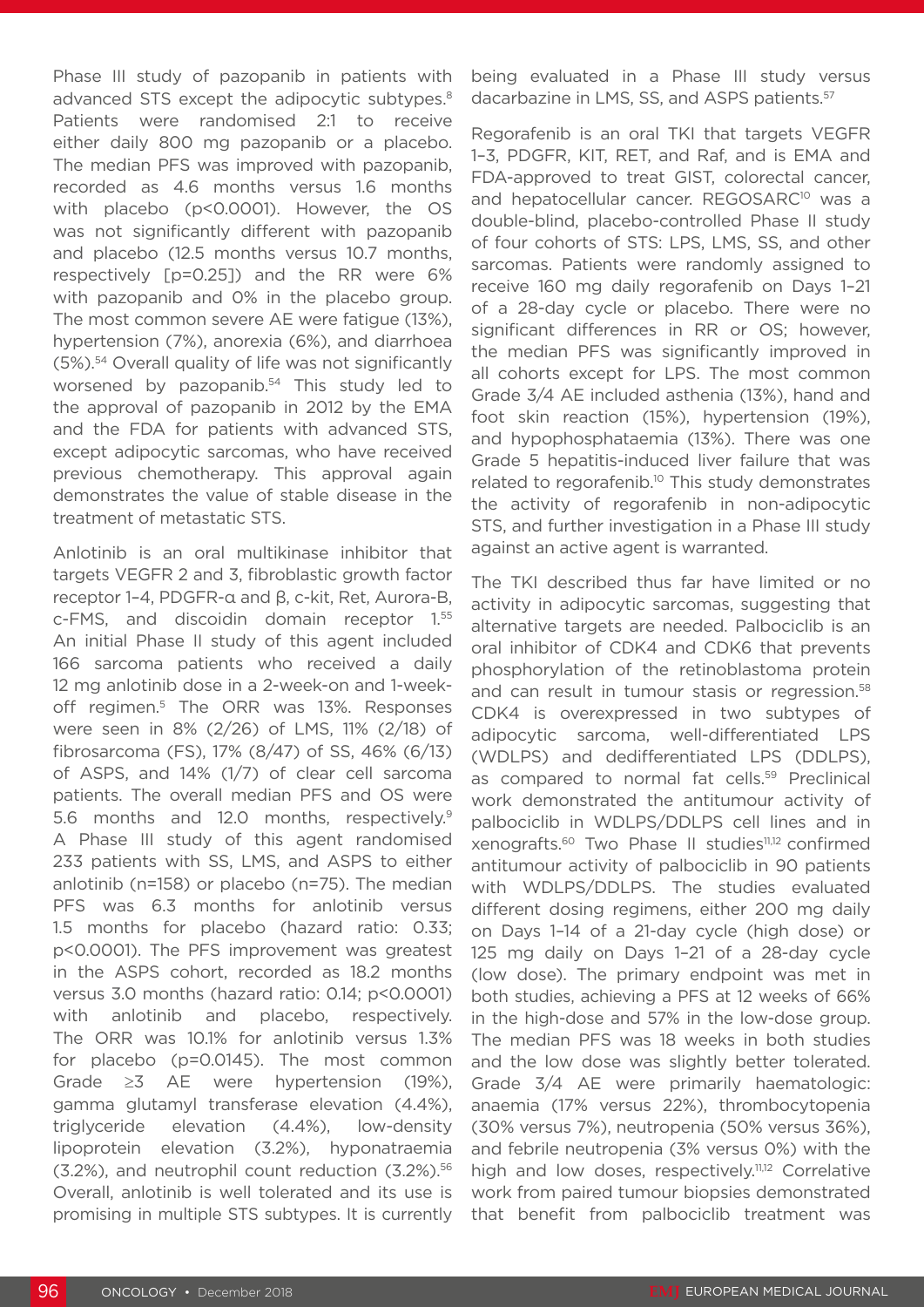Phase III study of pazopanib in patients with advanced STS except the adipocytic subtypes.[8] Patients were randomised 2:1 to receive either daily 800 mg pazopanib or a placebo. The median PFS was improved with pazopanib, recorded as 4.6 months versus 1.6 months with placebo (p<0.0001). However, the OS was not significantly different with pazopanib and placebo (12.5 months versus 10.7 months, respectively [p=0.25]) and the RR were 6% with pazopanib and 0% in the placebo group. The most common severe AE were fatigue (13%), hypertension (7%), anorexia (6%), and diarrhoea (5%).[54] Overall quality of life was not significantly worsened by pazopanib.[54] This study led to the approval of pazopanib in 2012 by the EMA and the FDA for patients with advanced STS, except adipocytic sarcomas, who have received previous chemotherapy. This approval again demonstrates the value of stable disease in the treatment of metastatic STS.

Anlotinib is an oral multikinase inhibitor that targets VEGFR 2 and 3, fibroblastic growth factor receptor 1–4, PDGFR-α and β, c-kit, Ret, Aurora-B, c-FMS, and discoidin domain receptor 1.[55] An initial Phase II study of this agent included 166 sarcoma patients who received a daily 12 mg anlotinib dose in a 2-week-on and 1-week-off regimen.[5] The ORR was 13%. Responses were seen in 8% (2/26) of LMS, 11% (2/18) of fibrosarcoma (FS), 17% (8/47) of SS, 46% (6/13) of ASPS, and 14% (1/7) of clear cell sarcoma patients. The overall median PFS and OS were 5.6 months and 12.0 months, respectively.[9] A Phase III study of this agent randomised 233 patients with SS, LMS, and ASPS to either anlotinib (n=158) or placebo (n=75). The median PFS was 6.3 months for anlotinib versus 1.5 months for placebo (hazard ratio: 0.33; p<0.0001). The PFS improvement was greatest in the ASPS cohort, recorded as 18.2 months versus 3.0 months (hazard ratio: 0.14; p<0.0001) with anlotinib and placebo, respectively. The ORR was 10.1% for anlotinib versus 1.3% for placebo (p=0.0145). The most common Grade ≥3 AE were hypertension (19%), gamma glutamyl transferase elevation (4.4%), triglyceride elevation (4.4%), low-density lipoprotein elevation (3.2%), hyponatraemia (3.2%), and neutrophil count reduction (3.2%).[56] Overall, anlotinib is well tolerated and its use is promising in multiple STS subtypes. It is currently being evaluated in a Phase III study versus dacarbazine in LMS, SS, and ASPS patients.[57]

Regorafenib is an oral TKI that targets VEGFR 1–3, PDGFR, KIT, RET, and Raf, and is EMA and FDA-approved to treat GIST, colorectal cancer, and hepatocellular cancer. REGOSARC[10] was a double-blind, placebo-controlled Phase II study of four cohorts of STS: LPS, LMS, SS, and other sarcomas. Patients were randomly assigned to receive 160 mg daily regorafenib on Days 1–21 of a 28-day cycle or placebo. There were no significant differences in RR or OS; however, the median PFS was significantly improved in all cohorts except for LPS. The most common Grade 3/4 AE included asthenia (13%), hand and foot skin reaction (15%), hypertension (19%), and hypophosphataemia (13%). There was one Grade 5 hepatitis-induced liver failure that was related to regorafenib.[10] This study demonstrates the activity of regorafenib in non-adipocytic STS, and further investigation in a Phase III study against an active agent is warranted.

The TKI described thus far have limited or no activity in adipocytic sarcomas, suggesting that alternative targets are needed. Palbociclib is an oral inhibitor of CDK4 and CDK6 that prevents phosphorylation of the retinoblastoma protein and can result in tumour stasis or regression.[58] CDK4 is overexpressed in two subtypes of adipocytic sarcoma, well-differentiated LPS (WDLPS) and dedifferentiated LPS (DDLPS), as compared to normal fat cells.[59] Preclinical work demonstrated the antitumour activity of palbociclib in WDLPS/DDLPS cell lines and in xenografts.[60] Two Phase II studies[11,12] confirmed antitumour activity of palbociclib in 90 patients with WDLPS/DDLPS. The studies evaluated different dosing regimens, either 200 mg daily on Days 1–14 of a 21-day cycle (high dose) or 125 mg daily on Days 1–21 of a 28-day cycle (low dose). The primary endpoint was met in both studies, achieving a PFS at 12 weeks of 66% in the high-dose and 57% in the low-dose group. The median PFS was 18 weeks in both studies and the low dose was slightly better tolerated. Grade 3/4 AE were primarily haematologic: anaemia (17% versus 22%), thrombocytopenia (30% versus 7%), neutropenia (50% versus 36%), and febrile neutropenia (3% versus 0%) with the high and low doses, respectively.[11,12] Correlative work from paired tumour biopsies demonstrated that benefit from palbociclib treatment was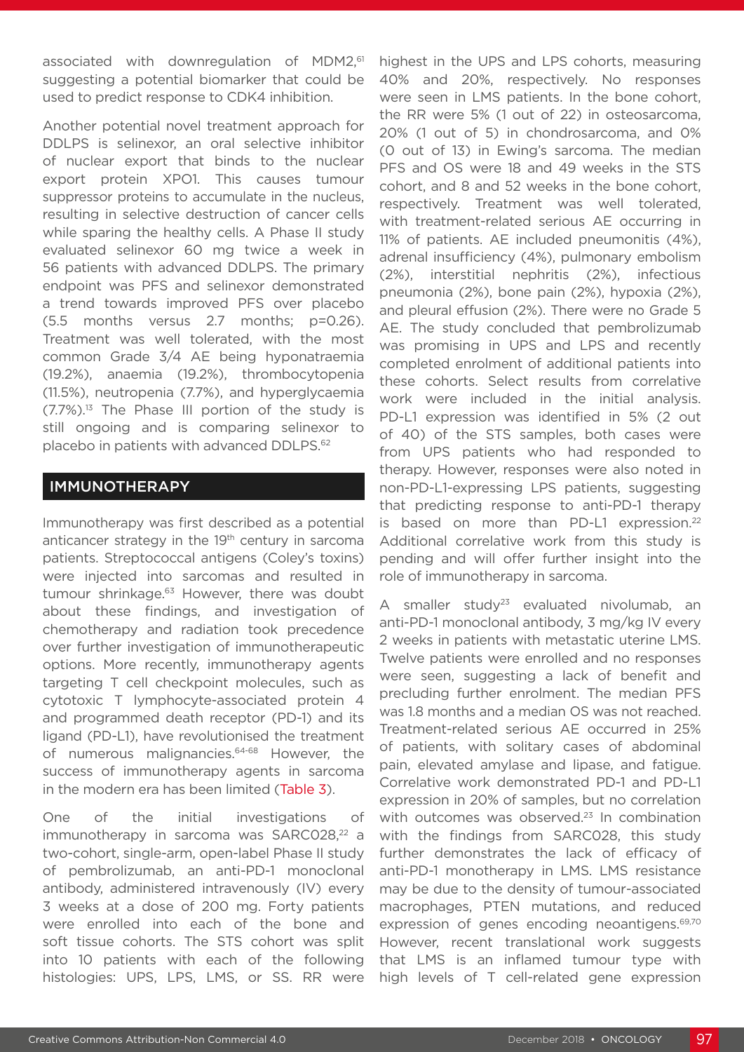associated with downregulation of MDM2,[61] suggesting a potential biomarker that could be used to predict response to CDK4 inhibition.

Another potential novel treatment approach for DDLPS is selinexor, an oral selective inhibitor of nuclear export that binds to the nuclear export protein XPO1. This causes tumour suppressor proteins to accumulate in the nucleus, resulting in selective destruction of cancer cells while sparing the healthy cells. A Phase II study evaluated selinexor 60 mg twice a week in 56 patients with advanced DDLPS. The primary endpoint was PFS and selinexor demonstrated a trend towards improved PFS over placebo (5.5 months versus 2.7 months; p=0.26). Treatment was well tolerated, with the most common Grade 3/4 AE being hyponatraemia (19.2%), anaemia (19.2%), thrombocytopenia (11.5%), neutropenia (7.7%), and hyperglycaemia (7.7%).[13] The Phase III portion of the study is still ongoing and is comparing selinexor to placebo in patients with advanced DDLPS.[62]

## IMMUNOTHERAPY

Immunotherapy was first described as a potential anticancer strategy in the 19th century in sarcoma patients. Streptococcal antigens (Coley's toxins) were injected into sarcomas and resulted in tumour shrinkage.[63] However, there was doubt about these findings, and investigation of chemotherapy and radiation took precedence over further investigation of immunotherapeutic options. More recently, immunotherapy agents targeting T cell checkpoint molecules, such as cytotoxic T lymphocyte-associated protein 4 and programmed death receptor (PD-1) and its ligand (PD-L1), have revolutionised the treatment of numerous malignancies.[64-68] However, the success of immunotherapy agents in sarcoma in the modern era has been limited (Table 3).

One of the initial investigations of immunotherapy in sarcoma was SARC028,[22] a two-cohort, single-arm, open-label Phase II study of pembrolizumab, an anti-PD-1 monoclonal antibody, administered intravenously (IV) every 3 weeks at a dose of 200 mg. Forty patients were enrolled into each of the bone and soft tissue cohorts. The STS cohort was split into 10 patients with each of the following histologies: UPS, LPS, LMS, or SS. RR were highest in the UPS and LPS cohorts, measuring 40% and 20%, respectively. No responses were seen in LMS patients. In the bone cohort, the RR were 5% (1 out of 22) in osteosarcoma, 20% (1 out of 5) in chondrosarcoma, and 0% (0 out of 13) in Ewing's sarcoma. The median PFS and OS were 18 and 49 weeks in the STS cohort, and 8 and 52 weeks in the bone cohort, respectively. Treatment was well tolerated, with treatment-related serious AE occurring in 11% of patients. AE included pneumonitis (4%), adrenal insufficiency (4%), pulmonary embolism (2%), interstitial nephritis (2%), infectious pneumonia (2%), bone pain (2%), hypoxia (2%), and pleural effusion (2%). There were no Grade 5 AE. The study concluded that pembrolizumab was promising in UPS and LPS and recently completed enrolment of additional patients into these cohorts. Select results from correlative work were included in the initial analysis. PD-L1 expression was identified in 5% (2 out of 40) of the STS samples, both cases were from UPS patients who had responded to therapy. However, responses were also noted in non-PD-L1-expressing LPS patients, suggesting that predicting response to anti-PD-1 therapy is based on more than PD-L1 expression.[22] Additional correlative work from this study is pending and will offer further insight into the role of immunotherapy in sarcoma.

A smaller study[23] evaluated nivolumab, an anti-PD-1 monoclonal antibody, 3 mg/kg IV every 2 weeks in patients with metastatic uterine LMS. Twelve patients were enrolled and no responses were seen, suggesting a lack of benefit and precluding further enrolment. The median PFS was 1.8 months and a median OS was not reached. Treatment-related serious AE occurred in 25% of patients, with solitary cases of abdominal pain, elevated amylase and lipase, and fatigue. Correlative work demonstrated PD-1 and PD-L1 expression in 20% of samples, but no correlation with outcomes was observed.[23] In combination with the findings from SARC028, this study further demonstrates the lack of efficacy of anti-PD-1 monotherapy in LMS. LMS resistance may be due to the density of tumour-associated macrophages, PTEN mutations, and reduced expression of genes encoding neoantigens.[69,70] However, recent translational work suggests that LMS is an inflamed tumour type with high levels of T cell-related gene expression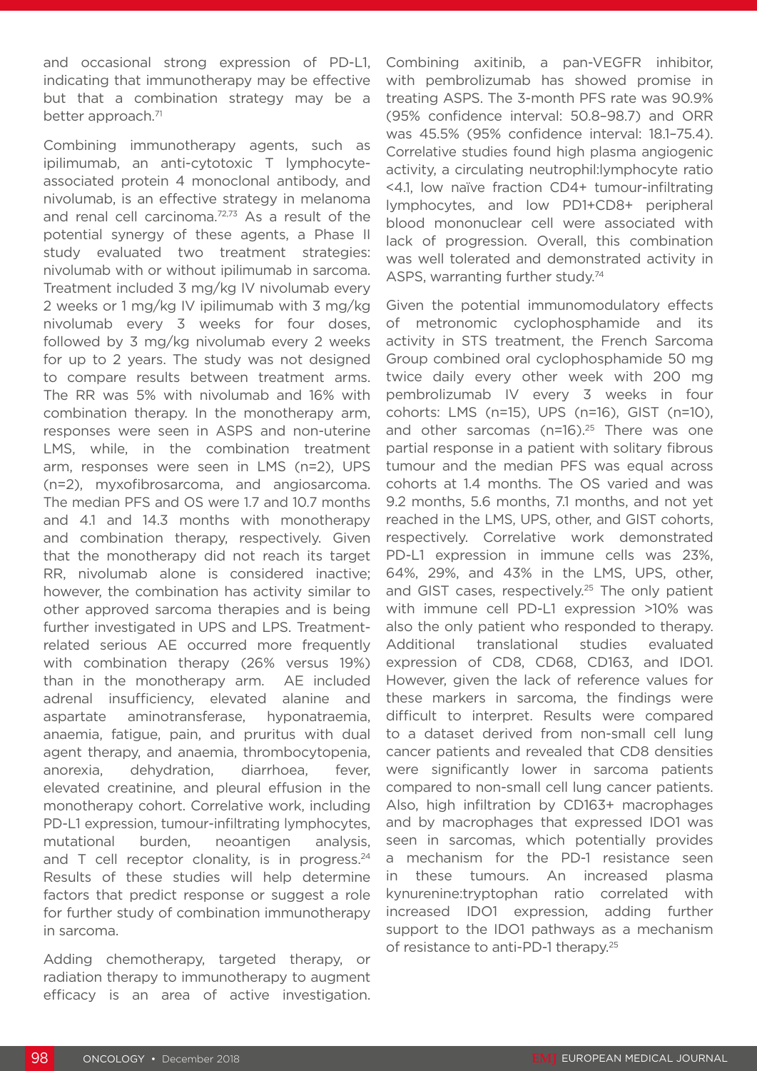and occasional strong expression of PD-L1, indicating that immunotherapy may be effective but that a combination strategy may be a better approach.[71]

Combining immunotherapy agents, such as ipilimumab, an anti-cytotoxic T lymphocyte-associated protein 4 monoclonal antibody, and nivolumab, is an effective strategy in melanoma and renal cell carcinoma.[72,73] As a result of the potential synergy of these agents, a Phase II study evaluated two treatment strategies: nivolumab with or without ipilimumab in sarcoma. Treatment included 3 mg/kg IV nivolumab every 2 weeks or 1 mg/kg IV ipilimumab with 3 mg/kg nivolumab every 3 weeks for four doses, followed by 3 mg/kg nivolumab every 2 weeks for up to 2 years. The study was not designed to compare results between treatment arms. The RR was 5% with nivolumab and 16% with combination therapy. In the monotherapy arm, responses were seen in ASPS and non-uterine LMS, while, in the combination treatment arm, responses were seen in LMS (n=2), UPS (n=2), myxofibrosarcoma, and angiosarcoma. The median PFS and OS were 1.7 and 10.7 months and 4.1 and 14.3 months with monotherapy and combination therapy, respectively. Given that the monotherapy did not reach its target RR, nivolumab alone is considered inactive; however, the combination has activity similar to other approved sarcoma therapies and is being further investigated in UPS and LPS. Treatment-related serious AE occurred more frequently with combination therapy (26% versus 19%) than in the monotherapy arm. AE included adrenal insufficiency, elevated alanine and aspartate aminotransferase, hyponatraemia, anaemia, fatigue, pain, and pruritus with dual agent therapy, and anaemia, thrombocytopenia, anorexia, dehydration, diarrhoea, fever, elevated creatinine, and pleural effusion in the monotherapy cohort. Correlative work, including PD-L1 expression, tumour-infiltrating lymphocytes, mutational burden, neoantigen analysis, and T cell receptor clonality, is in progress.[24] Results of these studies will help determine factors that predict response or suggest a role for further study of combination immunotherapy in sarcoma.

Adding chemotherapy, targeted therapy, or radiation therapy to immunotherapy to augment efficacy is an area of active investigation. Combining axitinib, a pan-VEGFR inhibitor, with pembrolizumab has showed promise in treating ASPS. The 3-month PFS rate was 90.9% (95% confidence interval: 50.8–98.7) and ORR was 45.5% (95% confidence interval: 18.1–75.4). Correlative studies found high plasma angiogenic activity, a circulating neutrophil:lymphocyte ratio <4.1, low naïve fraction CD4+ tumour-infiltrating lymphocytes, and low PD1+CD8+ peripheral blood mononuclear cell were associated with lack of progression. Overall, this combination was well tolerated and demonstrated activity in ASPS, warranting further study.[74]

Given the potential immunomodulatory effects of metronomic cyclophosphamide and its activity in STS treatment, the French Sarcoma Group combined oral cyclophosphamide 50 mg twice daily every other week with 200 mg pembrolizumab IV every 3 weeks in four cohorts: LMS (n=15), UPS (n=16), GIST (n=10), and other sarcomas (n=16).[25] There was one partial response in a patient with solitary fibrous tumour and the median PFS was equal across cohorts at 1.4 months. The OS varied and was 9.2 months, 5.6 months, 7.1 months, and not yet reached in the LMS, UPS, other, and GIST cohorts, respectively. Correlative work demonstrated PD-L1 expression in immune cells was 23%, 64%, 29%, and 43% in the LMS, UPS, other, and GIST cases, respectively.[25] The only patient with immune cell PD-L1 expression >10% was also the only patient who responded to therapy. Additional translational studies evaluated expression of CD8, CD68, CD163, and IDO1. However, given the lack of reference values for these markers in sarcoma, the findings were difficult to interpret. Results were compared to a dataset derived from non-small cell lung cancer patients and revealed that CD8 densities were significantly lower in sarcoma patients compared to non-small cell lung cancer patients. Also, high infiltration by CD163+ macrophages and by macrophages that expressed IDO1 was seen in sarcomas, which potentially provides a mechanism for the PD-1 resistance seen in these tumours. An increased plasma kynurenine:tryptophan ratio correlated with increased IDO1 expression, adding further support to the IDO1 pathways as a mechanism of resistance to anti-PD-1 therapy.[25]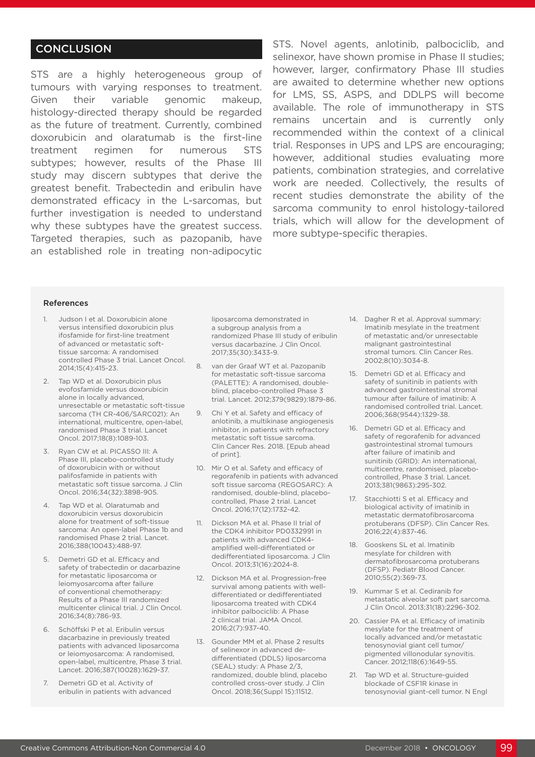## CONCLUSION

STS are a highly heterogeneous group of tumours with varying responses to treatment. Given their variable genomic makeup, histology-directed therapy should be regarded as the future of treatment. Currently, combined doxorubicin and olaratumab is the first-line treatment regimen for numerous STS subtypes; however, results of the Phase III study may discern subtypes that derive the greatest benefit. Trabectedin and eribulin have demonstrated efficacy in the L-sarcomas, but further investigation is needed to understand why these subtypes have the greatest success. Targeted therapies, such as pazopanib, have an established role in treating non-adipocytic STS. Novel agents, anlotinib, palbociclib, and selinexor, have shown promise in Phase II studies; however, larger, confirmatory Phase III studies are awaited to determine whether new options for LMS, SS, ASPS, and DDLPS will become available. The role of immunotherapy in STS remains uncertain and is currently only recommended within the context of a clinical trial. Responses in UPS and LPS are encouraging; however, additional studies evaluating more patients, combination strategies, and correlative work are needed. Collectively, the results of recent studies demonstrate the ability of the sarcoma community to enrol histology-tailored trials, which will allow for the development of more subtype-specific therapies.

### References

1. Judson I et al. Doxorubicin alone versus intensified doxorubicin plus ifosfamide for first-line treatment of advanced or metastatic soft-tissue sarcoma: A randomised controlled Phase 3 trial. Lancet Oncol. 2014;15(4):415-23.
2. Tap WD et al. Doxorubicin plus evofosfamide versus doxorubicin alone in locally advanced, unresectable or metastatic soft-tissue sarcoma (TH CR-406/SARC021): An international, multicentre, open-label, randomised Phase 3 trial. Lancet Oncol. 2017;18(8):1089-103.
3. Ryan CW et al. PICASSO III: A Phase III, placebo-controlled study of doxorubicin with or without palifosfamide in patients with metastatic soft tissue sarcoma. J Clin Oncol. 2016;34(32):3898-905.
4. Tap WD et al. Olaratumab and doxorubicin versus doxorubicin alone for treatment of soft-tissue sarcoma: An open-label Phase 1b and randomised Phase 2 trial. Lancet. 2016;388(10043):488-97.
5. Demetri GD et al. Efficacy and safety of trabectedin or dacarbazine for metastatic liposarcoma or leiomyosarcoma after failure of conventional chemotherapy: Results of a Phase III randomized multicenter clinical trial. J Clin Oncol. 2016;34(8):786-93.
6. Schöffski P et al. Eribulin versus dacarbazine in previously treated patients with advanced liposarcoma or leiomyosarcoma: A randomised, open-label, multicentre, Phase 3 trial. Lancet. 2016;387(10028):1629-37.
7. Demetri GD et al. Activity of eribulin in patients with advanced liposarcoma demonstrated in a subgroup analysis from a randomized Phase III study of eribulin versus dacarbazine. J Clin Oncol. 2017;35(30):3433-9.
8. van der Graaf WT et al. Pazopanib for metastatic soft-tissue sarcoma (PALETTE): A randomised, double-blind, placebo-controlled Phase 3 trial. Lancet. 2012;379(9829):1879-86.
9. Chi Y et al. Safety and efficacy of anlotinib, a multikinase angiogenesis inhibitor, in patients with refractory metastatic soft tissue sarcoma. Clin Cancer Res. 2018. [Epub ahead of print].
10. Mir O et al. Safety and efficacy of regorafenib in patients with advanced soft tissue sarcoma (REGOSARC): A randomised, double-blind, placebo-controlled, Phase 2 trial. Lancet Oncol. 2016;17(12):1732-42.
11. Dickson MA et al. Phase II trial of the CDK4 inhibitor PD0332991 in patients with advanced CDK4-amplified well-differentiated or dedifferentiated liposarcoma. J Clin Oncol. 2013;31(16):2024-8.
12. Dickson MA et al. Progression-free survival among patients with well-differentiated or dedifferentiated liposarcoma treated with CDK4 inhibitor palbociclib: A Phase 2 clinical trial. JAMA Oncol. 2016;2(7):937-40.
13. Gounder MM et al. Phase 2 results of selinexor in advanced de-differentiated (DDLS) liposarcoma (SEAL) study: A Phase 2/3, randomized, double blind, placebo controlled cross-over study. J Clin Oncol. 2018;36(Suppl 15):11512.
14. Dagher R et al. Approval summary: Imatinib mesylate in the treatment of metastatic and/or unresectable malignant gastrointestinal stromal tumors. Clin Cancer Res. 2002;8(10):3034-8.
15. Demetri GD et al. Efficacy and safety of sunitinib in patients with advanced gastrointestinal stromal tumour after failure of imatinib: A randomised controlled trial. Lancet. 2006;368(9544):1329-38.
16. Demetri GD et al. Efficacy and safety of regorafenib for advanced gastrointestinal stromal tumours after failure of imatinib and sunitinib (GRID): An international, multicentre, randomised, placebo-controlled, Phase 3 trial. Lancet. 2013;381(9863):295-302.
17. Stacchiotti S et al. Efficacy and biological activity of imatinib in metastatic dermatofibrosarcoma protuberans (DFSP). Clin Cancer Res. 2016;22(4):837-46.
18. Gooskens SL et al. Imatinib mesylate for children with dermatofibrosarcoma protuberans (DFSP). Pediatr Blood Cancer. 2010;55(2):369-73.
19. Kummar S et al. Cediranib for metastatic alveolar soft part sarcoma. J Clin Oncol. 2013;31(18):2296-302.
20. Cassier PA et al. Efficacy of imatinib mesylate for the treatment of locally advanced and/or metastatic tenosynovial giant cell tumor/pigmented villonodular synovitis. Cancer. 2012;118(6):1649-55.
21. Tap WD et al. Structure-guided blockade of CSF1R kinase in tenosynovial giant-cell tumor. N Engl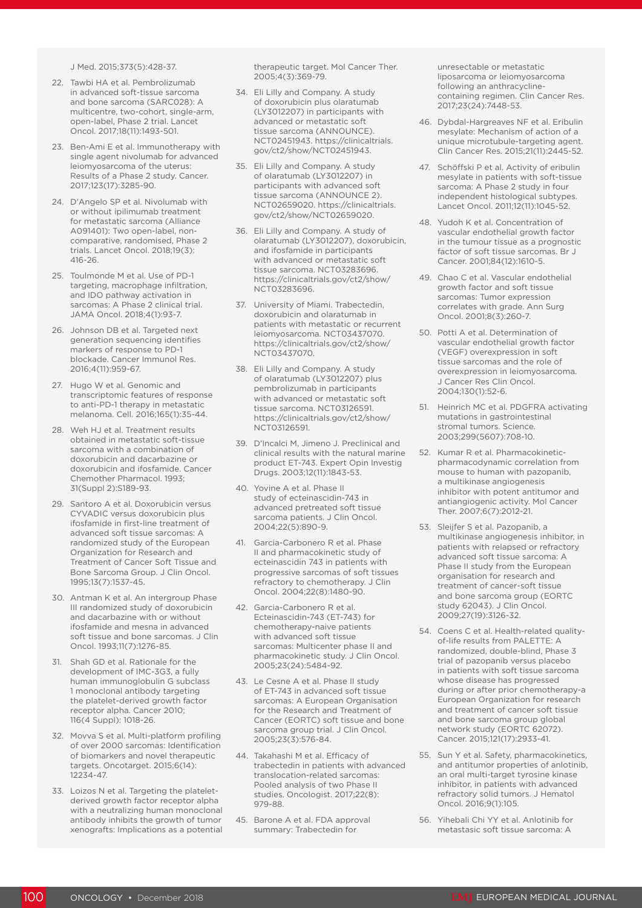J Med. 2015;373(5):428-37.

22. Tawbi HA et al. Pembrolizumab in advanced soft-tissue sarcoma and bone sarcoma (SARC028): A multicentre, two-cohort, single-arm, open-label, Phase 2 trial. Lancet Oncol. 2017;18(11):1493-501.
23. Ben-Ami E et al. Immunotherapy with single agent nivolumab for advanced leiomyosarcoma of the uterus: Results of a Phase 2 study. Cancer. 2017;123(17):3285-90.
24. D'Angelo SP et al. Nivolumab with or without ipilimumab treatment for metastatic sarcoma (Alliance A091401): Two open-label, non-comparative, randomised, Phase 2 trials. Lancet Oncol. 2018;19(3):416-26.
25. Toulmonde M et al. Use of PD-1 targeting, macrophage infiltration, and IDO pathway activation in sarcomas: A Phase 2 clinical trial. JAMA Oncol. 2018;4(1):93-7.
26. Johnson DB et al. Targeted next generation sequencing identifies markers of response to PD-1 blockade. Cancer Immunol Res. 2016;4(11):959-67.
27. Hugo W et al. Genomic and transcriptomic features of response to anti-PD-1 therapy in metastatic melanoma. Cell. 2016;165(1):35-44.
28. Weh HJ et al. Treatment results obtained in metastatic soft-tissue sarcoma with a combination of doxorubicin and dacarbazine or doxorubicin and ifosfamide. Cancer Chemother Pharmacol. 1993; 31(Suppl 2):S189-93.
29. Santoro A et al. Doxorubicin versus CYVADIC versus doxorubicin plus ifosfamide in first-line treatment of advanced soft tissue sarcomas: A randomized study of the European Organization for Research and Treatment of Cancer Soft Tissue and Bone Sarcoma Group. J Clin Oncol. 1995;13(7):1537-45.
30. Antman K et al. An intergroup Phase III randomized study of doxorubicin and dacarbazine with or without ifosfamide and mesna in advanced soft tissue and bone sarcomas. J Clin Oncol. 1993;11(7):1276-85.
31. Shah GD et al. Rationale for the development of IMC-3G3, a fully human immunoglobulin G subclass 1 monoclonal antibody targeting the platelet-derived growth factor receptor alpha. Cancer 2010; 116(4 Suppl): 1018-26.
32. Movva S et al. Multi-platform profiling of over 2000 sarcomas: Identification of biomarkers and novel therapeutic targets. Oncotarget. 2015;6(14): 12234-47.
33. Loizos N et al. Targeting the platelet-derived growth factor receptor alpha with a neutralizing human monoclonal antibody inhibits the growth of tumor xenografts: Implications as a potential therapeutic target. Mol Cancer Ther. 2005;4(3):369-79.
34. Eli Lilly and Company. A study of doxorubicin plus olaratumab (LY3012207) in participants with advanced or metastatic soft tissue sarcoma (ANNOUNCE). NCT02451943. https://clinicaltrials.gov/ct2/show/NCT02451943.
35. Eli Lilly and Company. A study of olaratumab (LY3012207) in participants with advanced soft tissue sarcoma (ANNOUNCE 2). NCT02659020. https://clinicaltrials.gov/ct2/show/NCT02659020.
36. Eli Lilly and Company. A study of olaratumab (LY3012207), doxorubicin, and ifosfamide in participants with advanced or metastatic soft tissue sarcoma. NCT03283696. https://clinicaltrials.gov/ct2/show/NCT03283696.
37. University of Miami. Trabectedin, doxorubicin and olaratumab in patients with metastatic or recurrent leiomyosarcoma. NCT03437070. https://clinicaltrials.gov/ct2/show/NCT03437070.
38. Eli Lilly and Company. A study of olaratumab (LY3012207) plus pembrolizumab in participants with advanced or metastatic soft tissue sarcoma. NCT03126591. https://clinicaltrials.gov/ct2/show/NCT03126591.
39. D'Incalci M, Jimeno J. Preclinical and clinical results with the natural marine product ET-743. Expert Opin Investig Drugs. 2003;12(11):1843-53.
40. Yovine A et al. Phase II study of ecteinascidin-743 in advanced pretreated soft tissue sarcoma patients. J Clin Oncol. 2004;22(5):890-9.
41. Garcia-Carbonero R et al. Phase II and pharmacokinetic study of ecteinascidin 743 in patients with progressive sarcomas of soft tissues refractory to chemotherapy. J Clin Oncol. 2004;22(8):1480-90.
42. Garcia-Carbonero R et al. Ecteinascidin-743 (ET-743) for chemotherapy-naive patients with advanced soft tissue sarcomas: Multicenter phase II and pharmacokinetic study. J Clin Oncol. 2005;23(24):5484-92.
43. Le Cesne A et al. Phase II study of ET-743 in advanced soft tissue sarcomas: A European Organisation for the Research and Treatment of Cancer (EORTC) soft tissue and bone sarcoma group trial. J Clin Oncol. 2005;23(3):576-84.
44. Takahashi M et al. Efficacy of trabectedin in patients with advanced translocation-related sarcomas: Pooled analysis of two Phase II studies. Oncologist. 2017;22(8): 979-88.
45. Barone A et al. FDA approval summary: Trabectedin for unresectable or metastatic liposarcoma or leiomyosarcoma following an anthracycline-containing regimen. Clin Cancer Res. 2017;23(24):7448-53.
46. Dybdal-Hargreaves NF et al. Eribulin mesylate: Mechanism of action of a unique microtubule-targeting agent. Clin Cancer Res. 2015;21(11):2445-52.
47. Schöffski P et al. Activity of eribulin mesylate in patients with soft-tissue sarcoma: A Phase 2 study in four independent histological subtypes. Lancet Oncol. 2011;12(11):1045-52.
48. Yudoh K et al. Concentration of vascular endothelial growth factor in the tumour tissue as a prognostic factor of soft tissue sarcomas. Br J Cancer. 2001;84(12):1610-5.
49. Chao C et al. Vascular endothelial growth factor and soft tissue sarcomas: Tumor expression correlates with grade. Ann Surg Oncol. 2001;8(3):260-7.
50. Potti A et al. Determination of vascular endothelial growth factor (VEGF) overexpression in soft tissue sarcomas and the role of overexpression in leiomyosarcoma. J Cancer Res Clin Oncol. 2004;130(1):52-6.
51. Heinrich MC et al. PDGFRA activating mutations in gastrointestinal stromal tumors. Science. 2003;299(5607):708-10.
52. Kumar R et al. Pharmacokinetic-pharmacodynamic correlation from mouse to human with pazopanib, a multikinase angiogenesis inhibitor with potent antitumor and antiangiogenic activity. Mol Cancer Ther. 2007;6(7):2012-21.
53. Sleijfer S et al. Pazopanib, a multikinase angiogenesis inhibitor, in patients with relapsed or refractory advanced soft tissue sarcoma: A Phase II study from the European organisation for research and treatment of cancer-soft tissue and bone sarcoma group (EORTC study 62043). J Clin Oncol. 2009;27(19):3126-32.
54. Coens C et al. Health-related quality-of-life results from PALETTE: A randomized, double-blind, Phase 3 trial of pazopanib versus placebo in patients with soft tissue sarcoma whose disease has progressed during or after prior chemotherapy-a European Organization for research and treatment of cancer soft tissue and bone sarcoma group global network study (EORTC 62072). Cancer. 2015;121(17):2933-41.
55. Sun Y et al. Safety, pharmacokinetics, and antitumor properties of anlotinib, an oral multi-target tyrosine kinase inhibitor, in patients with advanced refractory solid tumors. J Hematol Oncol. 2016;9(1):105.
56. Yihebali Chi YY et al. Anlotinib for metastasic soft tissue sarcoma: A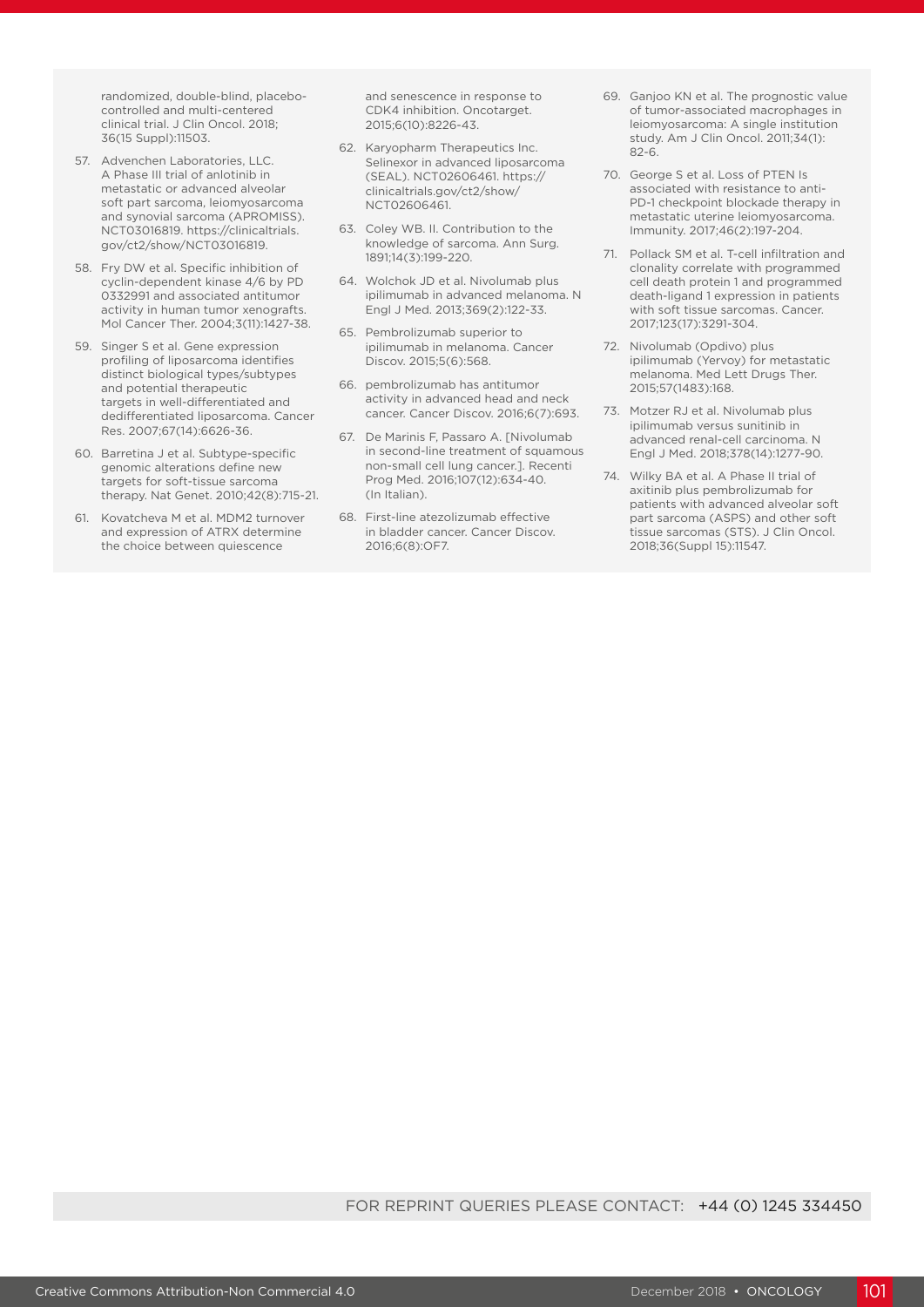randomized, double-blind, placebo-controlled and multi-centered clinical trial. J Clin Oncol. 2018; 36(15 Suppl):11503.

57. Advenchen Laboratories, LLC. A Phase III trial of anlotinib in metastatic or advanced alveolar soft part sarcoma, leiomyosarcoma and synovial sarcoma (APROMISS). NCT03016819. https://clinicaltrials.gov/ct2/show/NCT03016819.
58. Fry DW et al. Specific inhibition of cyclin-dependent kinase 4/6 by PD 0332991 and associated antitumor activity in human tumor xenografts. Mol Cancer Ther. 2004;3(11):1427-38.
59. Singer S et al. Gene expression profiling of liposarcoma identifies distinct biological types/subtypes and potential therapeutic targets in well-differentiated and dedifferentiated liposarcoma. Cancer Res. 2007;67(14):6626-36.
60. Barretina J et al. Subtype-specific genomic alterations define new targets for soft-tissue sarcoma therapy. Nat Genet. 2010;42(8):715-21.
61. Kovatcheva M et al. MDM2 turnover and expression of ATRX determine the choice between quiescence and senescence in response to CDK4 inhibition. Oncotarget. 2015;6(10):8226-43.
62. Karyopharm Therapeutics Inc. Selinexor in advanced liposarcoma (SEAL). NCT02606461. https://clinicaltrials.gov/ct2/show/NCT02606461.
63. Coley WB. II. Contribution to the knowledge of sarcoma. Ann Surg. 1891;14(3):199-220.
64. Wolchok JD et al. Nivolumab plus ipilimumab in advanced melanoma. N Engl J Med. 2013;369(2):122-33.
65. Pembrolizumab superior to ipilimumab in melanoma. Cancer Discov. 2015;5(6):568.
66. pembrolizumab has antitumor activity in advanced head and neck cancer. Cancer Discov. 2016;6(7):693.
67. De Marinis F, Passaro A. [Nivolumab in second-line treatment of squamous non-small cell lung cancer.]. Recenti Prog Med. 2016;107(12):634-40. (In Italian).
68. First-line atezolizumab effective in bladder cancer. Cancer Discov. 2016;6(8):OF7.
69. Ganjoo KN et al. The prognostic value of tumor-associated macrophages in leiomyosarcoma: A single institution study. Am J Clin Oncol. 2011;34(1): 82-6.
70. George S et al. Loss of PTEN Is associated with resistance to anti-PD-1 checkpoint blockade therapy in metastatic uterine leiomyosarcoma. Immunity. 2017;46(2):197-204.
71. Pollack SM et al. T-cell infiltration and clonality correlate with programmed cell death protein 1 and programmed death-ligand 1 expression in patients with soft tissue sarcomas. Cancer. 2017;123(17):3291-304.
72. Nivolumab (Opdivo) plus ipilimumab (Yervoy) for metastatic melanoma. Med Lett Drugs Ther. 2015;57(1483):168.
73. Motzer RJ et al. Nivolumab plus ipilimumab versus sunitinib in advanced renal-cell carcinoma. N Engl J Med. 2018;378(14):1277-90.
74. Wilky BA et al. A Phase II trial of axitinib plus pembrolizumab for patients with advanced alveolar soft part sarcoma (ASPS) and other soft tissue sarcomas (STS). J Clin Oncol. 2018;36(Suppl 15):11547.

FOR REPRINT QUERIES PLEASE CONTACT: +44 (0) 1245 334450